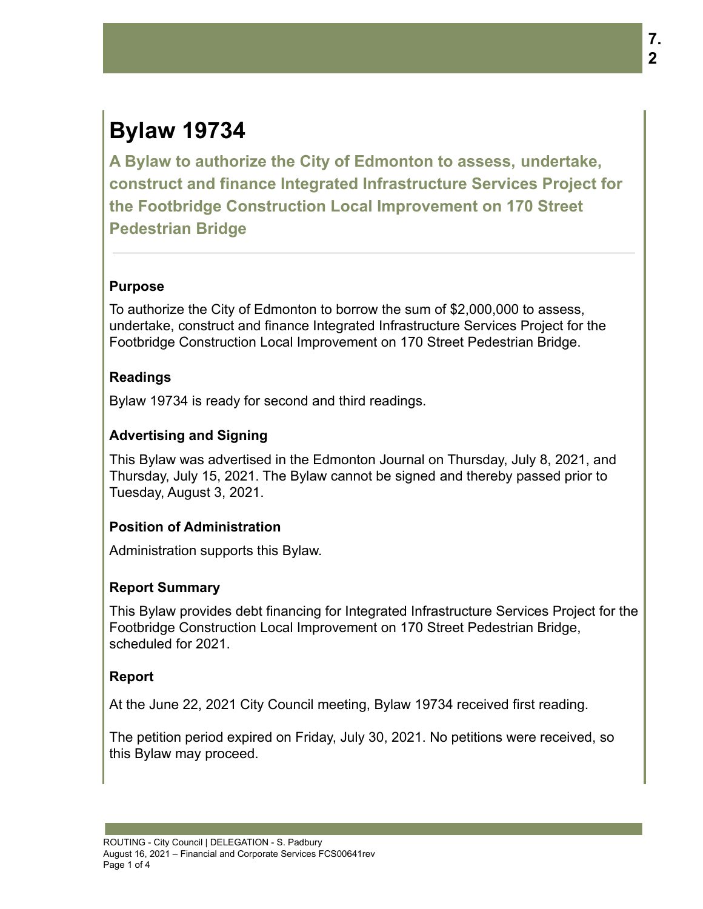# Bylaw 19734

## A Bylaw to authorize the City of Edmonton to assess, undertake, construct and finance Integrated Infrastructure Services Project for the Footbridge Construction Local Improvement on 170 Street Pedestrian Bridge

### Purpose

To authorize the City of Edmonton to borrow the sum of $2,000,000 to assess, undertake, construct and finance Integrated Infrastructure Services Project for the Footbridge Construction Local Improvement on 170 Street Pedestrian Bridge.

### Readings

Bylaw 19734 is ready for second and third readings.

### Advertising and Signing

This Bylaw was advertised in the Edmonton Journal on Thursday, July 8, 2021, and Thursday, July 15, 2021. The Bylaw cannot be signed and thereby passed prior to Tuesday, August 3, 2021.

### Position of Administration

Administration supports this Bylaw.

### Report Summary

This Bylaw provides debt financing for Integrated Infrastructure Services Project for the Footbridge Construction Local Improvement on 170 Street Pedestrian Bridge, scheduled for 2021.

### Report

At the June 22, 2021 City Council meeting, Bylaw 19734 received first reading.

The petition period expired on Friday, July 30, 2021. No petitions were received, so this Bylaw may proceed.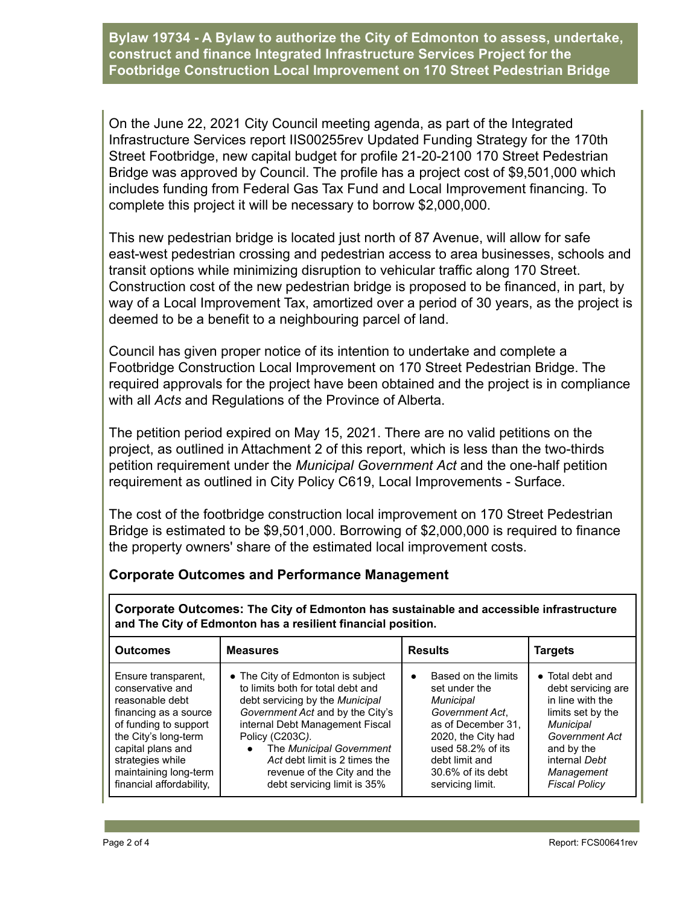**Bylaw 19734 - A Bylaw to authorize the City of Edmonton to assess, undertake, construct and finance Integrated Infrastructure Services Project for the Footbridge Construction Local Improvement on 170 Street Pedestrian Bridge**

On the June 22, 2021 City Council meeting agenda, as part of the Integrated Infrastructure Services report IIS00255rev Updated Funding Strategy for the 170th Street Footbridge, new capital budget for profile 21-20-2100 170 Street Pedestrian Bridge was approved by Council. The profile has a project cost of $9,501,000 which includes funding from Federal Gas Tax Fund and Local Improvement financing. To complete this project it will be necessary to borrow $2,000,000.

This new pedestrian bridge is located just north of 87 Avenue, will allow for safe east-west pedestrian crossing and pedestrian access to area businesses, schools and transit options while minimizing disruption to vehicular traffic along 170 Street. Construction cost of the new pedestrian bridge is proposed to be financed, in part, by way of a Local Improvement Tax, amortized over a period of 30 years, as the project is deemed to be a benefit to a neighbouring parcel of land.

Council has given proper notice of its intention to undertake and complete a Footbridge Construction Local Improvement on 170 Street Pedestrian Bridge. The required approvals for the project have been obtained and the project is in compliance with all *Acts* and Regulations of the Province of Alberta.

The petition period expired on May 15, 2021. There are no valid petitions on the project, as outlined in Attachment 2 of this report, which is less than the two-thirds petition requirement under the *Municipal Government Act* and the one-half petition requirement as outlined in City Policy C619, Local Improvements - Surface.

The cost of the footbridge construction local improvement on 170 Street Pedestrian Bridge is estimated to be $9,501,000. Borrowing of $2,000,000 is required to finance the property owners' share of the estimated local improvement costs.

## Corporate Outcomes and Performance Management

**Corporate Outcomes: The City of Edmonton has sustainable and accessible infrastructure and The City of Edmonton has a resilient financial position.**

| Outcomes | Measures | Results | Targets |
|---|---|---|---|
| Ensure transparent, conservative and reasonable debt financing as a source of funding to support the City's long-term capital plans and strategies while maintaining long-term financial affordability, | • The City of Edmonton is subject to limits both for total debt and debt servicing by the *Municipal Government Act* and by the City's internal Debt Management Fiscal Policy (C203C). <br> • The *Municipal Government Act* debt limit is 2 times the revenue of the City and the debt servicing limit is 35% | • Based on the limits set under the *Municipal Government Act*, as of December 31, 2020, the City had used 58.2% of its debt limit and 30.6% of its debt servicing limit. | • Total debt and debt servicing are in line with the limits set by the *Municipal Government Act* and by the internal *Debt Management Fiscal Policy* |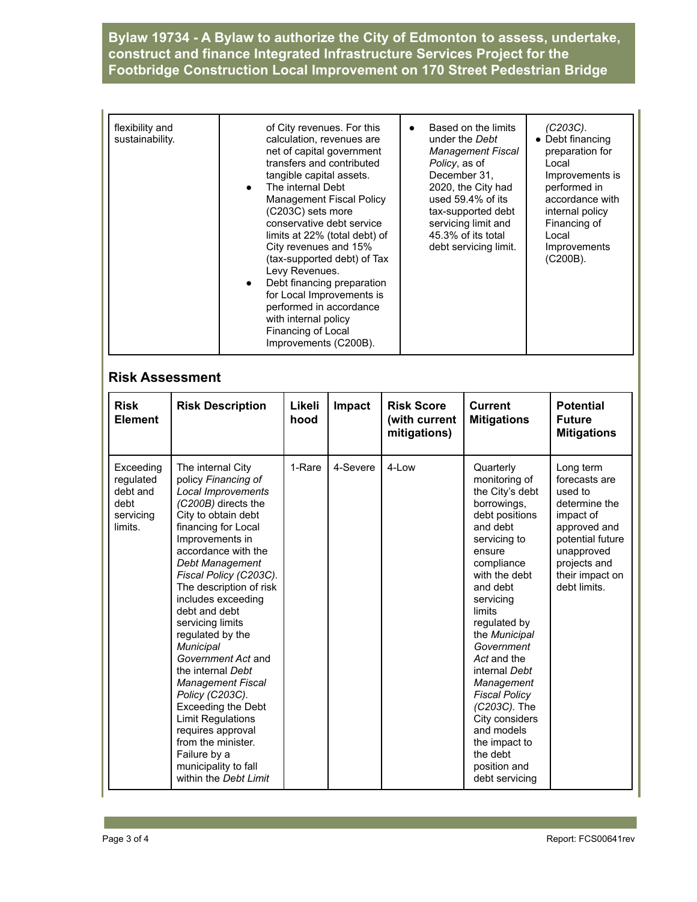| flexibility and sustainability. | of City revenues. For this calculation, revenues are net of capital government transfers and contributed tangible capital assets.<br>• The internal Debt Management Fiscal Policy (C203C) sets more conservative debt service limits at 22% (total debt) of City revenues and 15% (tax-supported debt) of Tax Levy Revenues.<br>• Debt financing preparation for Local Improvements is performed in accordance with internal policy Financing of Local Improvements (C200B). | • Based on the limits under the *Debt Management Fiscal Policy*, as of December 31, 2020, the City had used 59.4% of its tax-supported debt servicing limit and 45.3% of its total debt servicing limit. | *(C203C)*.<br>• Debt financing preparation for Local Improvements is performed in accordance with internal policy Financing of Local Improvements (C200B). |
|---|---|---|---|

## Risk Assessment

| Risk Element | Risk Description | Likelihood | Impact | Risk Score (with current mitigations) | Current Mitigations | Potential Future Mitigations |
|---|---|---|---|---|---|---|
| Exceeding regulated debt and debt servicing limits. | The internal City policy *Financing of Local Improvements (C200B)* directs the City to obtain debt financing for Local Improvements in accordance with the *Debt Management Fiscal Policy (C203C)*. The description of risk includes exceeding debt and debt servicing limits regulated by the *Municipal Government Act* and the internal *Debt Management Fiscal Policy (C203C)*. Exceeding the Debt Limit Regulations requires approval from the minister. Failure by a municipality to fall within the *Debt Limit* | 1-Rare | 4-Severe | 4-Low | Quarterly monitoring of the City's debt borrowings, debt positions and debt servicing to ensure compliance with the debt and debt servicing limits regulated by the *Municipal Government Act* and the internal *Debt Management Fiscal Policy (C203C)*. The City considers and models the impact to the debt position and debt servicing | Long term forecasts are used to determine the impact of approved and potential future unapproved projects and their impact on debt limits. |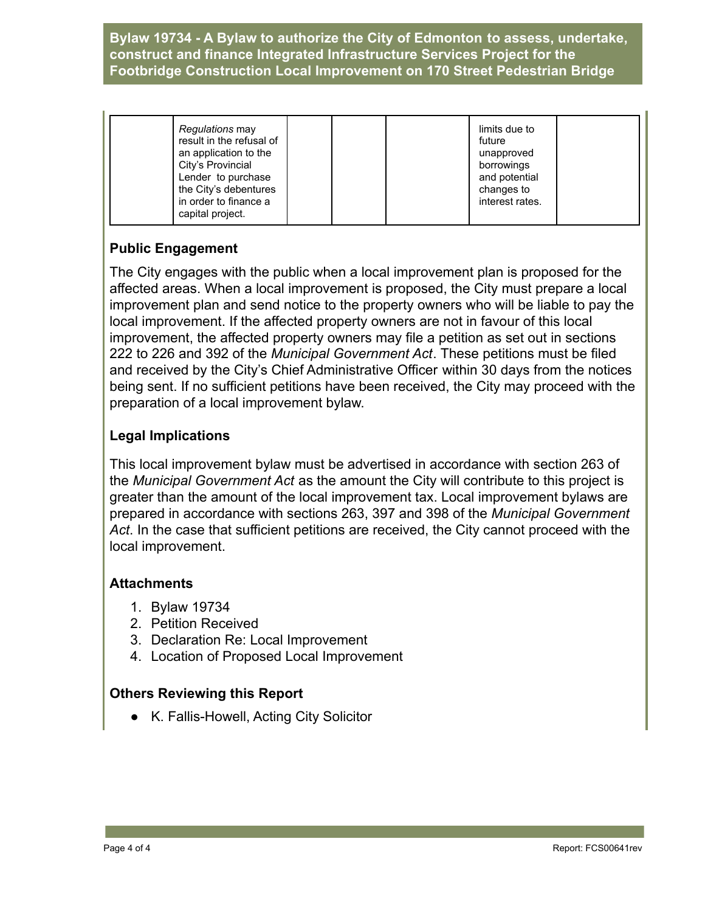| | | | | | | |
|---|---|---|---|---|---|---|
| | *Regulations* may result in the refusal of an application to the City's Provincial Lender to purchase the City's debentures in order to finance a capital project. | | | | limits due to future unapproved borrowings and potential changes to interest rates. | |

## Public Engagement

The City engages with the public when a local improvement plan is proposed for the affected areas. When a local improvement is proposed, the City must prepare a local improvement plan and send notice to the property owners who will be liable to pay the local improvement. If the affected property owners are not in favour of this local improvement, the affected property owners may file a petition as set out in sections 222 to 226 and 392 of the *Municipal Government Act*. These petitions must be filed and received by the City's Chief Administrative Officer within 30 days from the notices being sent. If no sufficient petitions have been received, the City may proceed with the preparation of a local improvement bylaw.

## Legal Implications

This local improvement bylaw must be advertised in accordance with section 263 of the *Municipal Government Act* as the amount the City will contribute to this project is greater than the amount of the local improvement tax. Local improvement bylaws are prepared in accordance with sections 263, 397 and 398 of the *Municipal Government Act*. In the case that sufficient petitions are received, the City cannot proceed with the local improvement.

## Attachments

1. Bylaw 19734
2. Petition Received
3. Declaration Re: Local Improvement
4. Location of Proposed Local Improvement

## Others Reviewing this Report

- K. Fallis-Howell, Acting City Solicitor